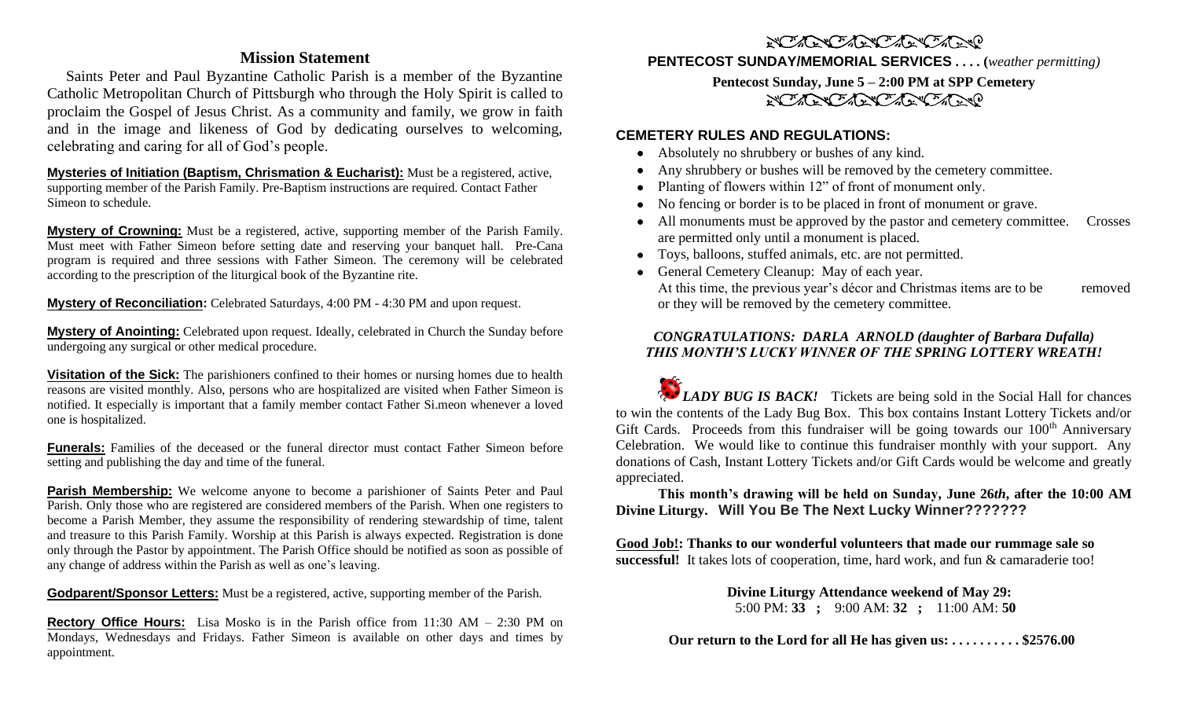## Mission Statement

Saints Peter and Paul Byzantine Catholic Parish is a member of the Byzantine Catholic Metropolitan Church of Pittsburgh who through the Holy Spirit is called to proclaim the Gospel of Jesus Christ. As a community and family, we grow in faith and in the image and likeness of God by dedicating ourselves to welcoming, celebrating and caring for all of God's people.

**Mysteries of Initiation (Baptism, Chrismation & Eucharist):** Must be a registered, active, supporting member of the Parish Family. Pre-Baptism instructions are required. Contact Father Simeon to schedule.

**Mystery of Crowning:** Must be a registered, active, supporting member of the Parish Family. Must meet with Father Simeon before setting date and reserving your banquet hall. Pre-Cana program is required and three sessions with Father Simeon. The ceremony will be celebrated according to the prescription of the liturgical book of the Byzantine rite.

**Mystery of Reconciliation:** Celebrated Saturdays, 4:00 PM - 4:30 PM and upon request.

**Mystery of Anointing:** Celebrated upon request. Ideally, celebrated in Church the Sunday before undergoing any surgical or other medical procedure.

**Visitation of the Sick:** The parishioners confined to their homes or nursing homes due to health reasons are visited monthly. Also, persons who are hospitalized are visited when Father Simeon is notified. It especially is important that a family member contact Father Si.meon whenever a loved one is hospitalized.

**Funerals:** Families of the deceased or the funeral director must contact Father Simeon before setting and publishing the day and time of the funeral.

**Parish Membership:** We welcome anyone to become a parishioner of Saints Peter and Paul Parish. Only those who are registered are considered members of the Parish. When one registers to become a Parish Member, they assume the responsibility of rendering stewardship of time, talent and treasure to this Parish Family. Worship at this Parish is always expected. Registration is done only through the Pastor by appointment. The Parish Office should be notified as soon as possible of any change of address within the Parish as well as one's leaving.

**Godparent/Sponsor Letters:** Must be a registered, active, supporting member of the Parish.

**Rectory Office Hours:** Lisa Mosko is in the Parish office from 11:30 AM – 2:30 PM on Mondays, Wednesdays and Fridays. Father Simeon is available on other days and times by appointment.

**PENTECOST SUNDAY/MEMORIAL SERVICES . . . .** (*weather permitting*)

**Pentecost Sunday, June 5 – 2:00 PM at SPP Cemetery**

### CEMETERY RULES AND REGULATIONS:

- Absolutely no shrubbery or bushes of any kind.
- Any shrubbery or bushes will be removed by the cemetery committee.
- Planting of flowers within 12" of front of monument only.
- No fencing or border is to be placed in front of monument or grave.
- All monuments must be approved by the pastor and cemetery committee. Crosses are permitted only until a monument is placed.
- Toys, balloons, stuffed animals, etc. are not permitted.
- General Cemetery Cleanup: May of each year. At this time, the previous year's décor and Christmas items are to be removed or they will be removed by the cemetery committee.

***CONGRATULATIONS: DARLA ARNOLD (daughter of Barbara Dufalla) THIS MONTH'S LUCKY WINNER OF THE SPRING LOTTERY WREATH!***

***LADY BUG IS BACK!*** Tickets are being sold in the Social Hall for chances to win the contents of the Lady Bug Box. This box contains Instant Lottery Tickets and/or Gift Cards. Proceeds from this fundraiser will be going towards our 100th Anniversary Celebration. We would like to continue this fundraiser monthly with your support. Any donations of Cash, Instant Lottery Tickets and/or Gift Cards would be welcome and greatly appreciated.

**This month's drawing will be held on Sunday, June 26*th*, after the 10:00 AM Divine Liturgy. Will You Be The Next Lucky Winner???????**

**Good Job!: Thanks to our wonderful volunteers that made our rummage sale so successful!** It takes lots of cooperation, time, hard work, and fun & camaraderie too!

**Divine Liturgy Attendance weekend of May 29:**
5:00 PM: **33** ; 9:00 AM: **32** ; 11:00 AM: **50**

**Our return to the Lord for all He has given us: . . . . . . . . . . $2576.00**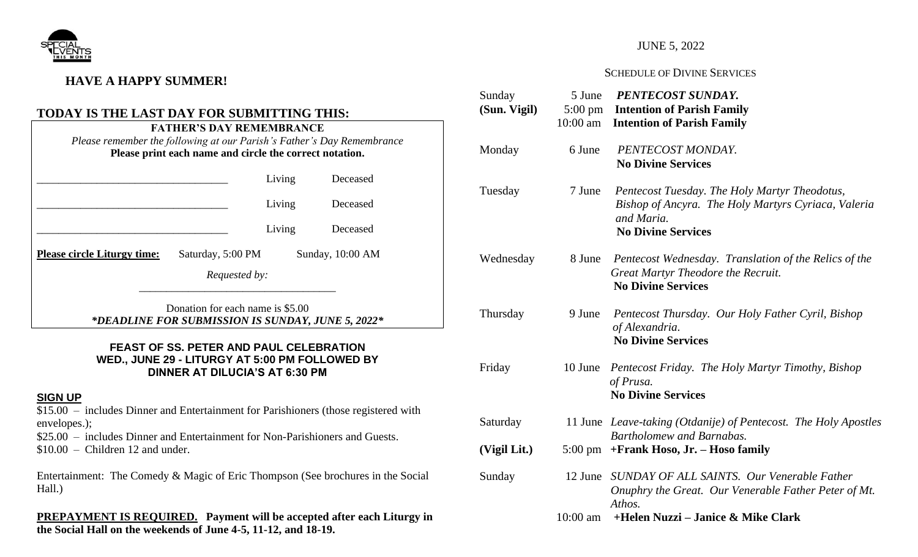## HAVE A HAPPY SUMMER!

## TODAY IS THE LAST DAY FOR SUBMITTING THIS:

**FATHER'S DAY REMEMBRANCE**

*Please remember the following at our Parish's Father's Day Remembrance*
**Please print each name and circle the correct notation.**

___________________________________ Living Deceased

___________________________________ Living Deceased

___________________________________ Living Deceased

**Please circle Liturgy time:** Saturday, 5:00 PM Sunday, 10:00 AM

*Requested by:*
___________________________________

Donation for each name is $5.00
***DEADLINE FOR SUBMISSION IS SUNDAY, JUNE 5, 2022***

**FEAST OF SS. PETER AND PAUL CELEBRATION**
**WED., JUNE 29 - LITURGY AT 5:00 PM FOLLOWED BY DINNER AT DILUCIA'S AT 6:30 PM**

**SIGN UP**

$15.00 – includes Dinner and Entertainment for Parishioners (those registered with envelopes.);
$25.00 – includes Dinner and Entertainment for Non-Parishioners and Guests.
$10.00 – Children 12 and under.

Entertainment: The Comedy & Magic of Eric Thompson (See brochures in the Social Hall.)

**PREPAYMENT IS REQUIRED. Payment will be accepted after each Liturgy in the Social Hall on the weekends of June 4-5, 11-12, and 18-19.**

JUNE 5, 2022

SCHEDULE OF DIVINE SERVICES

| Day | Date/Time | Service |
|---|---|---|
| Sunday | 5 June | ***PENTECOST SUNDAY.*** |
| **(Sun. Vigil)** | 5:00 pm | **Intention of Parish Family** |
| | 10:00 am | **Intention of Parish Family** |
| Monday | 6 June | *PENTECOST MONDAY.* **No Divine Services** |
| Tuesday | 7 June | *Pentecost Tuesday. The Holy Martyr Theodotus, Bishop of Ancyra. The Holy Martyrs Cyriaca, Valeria and Maria.* **No Divine Services** |
| Wednesday | 8 June | *Pentecost Wednesday. Translation of the Relics of the Great Martyr Theodore the Recruit.* **No Divine Services** |
| Thursday | 9 June | *Pentecost Thursday. Our Holy Father Cyril, Bishop of Alexandria.* **No Divine Services** |
| Friday | 10 June | *Pentecost Friday. The Holy Martyr Timothy, Bishop of Prusa.* **No Divine Services** |
| Saturday | 11 June | *Leave-taking (Otdanije) of Pentecost. The Holy Apostles Bartholomew and Barnabas.* |
| **(Vigil Lit.)** | 5:00 pm | **+Frank Hoso, Jr. – Hoso family** |
| Sunday | 12 June | *SUNDAY OF ALL SAINTS. Our Venerable Father Onuphry the Great. Our Venerable Father Peter of Mt. Athos.* |
| | 10:00 am | **+Helen Nuzzi – Janice & Mike Clark** |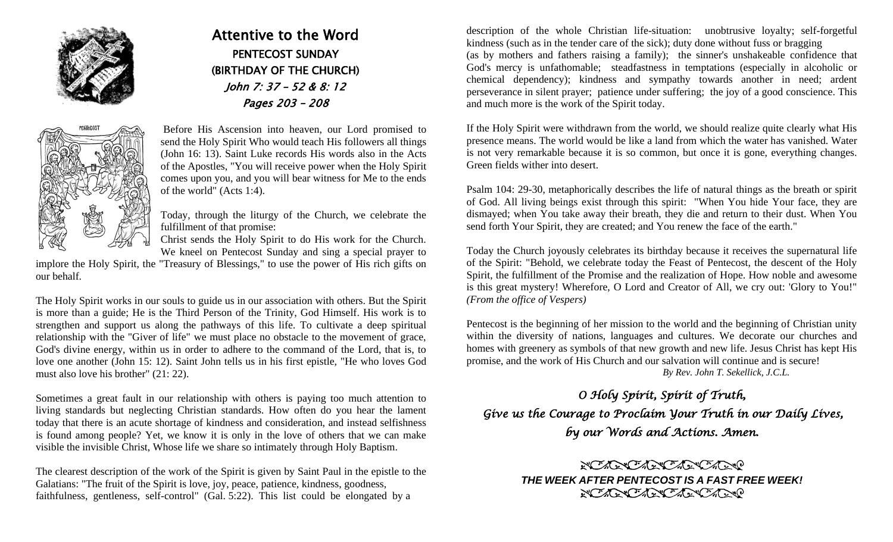# Attentive to the Word

## PENTECOST SUNDAY
## (BIRTHDAY OF THE CHURCH)

*John 7: 37 – 52 & 8: 12*

*Pages 203 – 208*

Before His Ascension into heaven, our Lord promised to send the Holy Spirit Who would teach His followers all things (John 16: 13). Saint Luke records His words also in the Acts of the Apostles, "You will receive power when the Holy Spirit comes upon you, and you will bear witness for Me to the ends of the world" (Acts 1:4).

Today, through the liturgy of the Church, we celebrate the fulfillment of that promise:
Christ sends the Holy Spirit to do His work for the Church. We kneel on Pentecost Sunday and sing a special prayer to implore the Holy Spirit, the "Treasury of Blessings," to use the power of His rich gifts on our behalf.

The Holy Spirit works in our souls to guide us in our association with others. But the Spirit is more than a guide; He is the Third Person of the Trinity, God Himself. His work is to strengthen and support us along the pathways of this life. To cultivate a deep spiritual relationship with the "Giver of life" we must place no obstacle to the movement of grace, God's divine energy, within us in order to adhere to the command of the Lord, that is, to love one another (John 15: 12). Saint John tells us in his first epistle, "He who loves God must also love his brother" (21: 22).

Sometimes a great fault in our relationship with others is paying too much attention to living standards but neglecting Christian standards. How often do you hear the lament today that there is an acute shortage of kindness and consideration, and instead selfishness is found among people? Yet, we know it is only in the love of others that we can make visible the invisible Christ, Whose life we share so intimately through Holy Baptism.

The clearest description of the work of the Spirit is given by Saint Paul in the epistle to the Galatians: "The fruit of the Spirit is love, joy, peace, patience, kindness, goodness, faithfulness, gentleness, self-control" (Gal. 5:22). This list could be elongated by a description of the whole Christian life-situation: unobtrusive loyalty; self-forgetful kindness (such as in the tender care of the sick); duty done without fuss or bragging (as by mothers and fathers raising a family); the sinner's unshakeable confidence that God's mercy is unfathomable; steadfastness in temptations (especially in alcoholic or chemical dependency); kindness and sympathy towards another in need; ardent perseverance in silent prayer; patience under suffering; the joy of a good conscience. This and much more is the work of the Spirit today.

If the Holy Spirit were withdrawn from the world, we should realize quite clearly what His presence means. The world would be like a land from which the water has vanished. Water is not very remarkable because it is so common, but once it is gone, everything changes. Green fields wither into desert.

Psalm 104: 29-30, metaphorically describes the life of natural things as the breath or spirit of God. All living beings exist through this spirit: "When You hide Your face, they are dismayed; when You take away their breath, they die and return to their dust. When You send forth Your Spirit, they are created; and You renew the face of the earth."

Today the Church joyously celebrates its birthday because it receives the supernatural life of the Spirit: "Behold, we celebrate today the Feast of Pentecost, the descent of the Holy Spirit, the fulfillment of the Promise and the realization of Hope. How noble and awesome is this great mystery! Wherefore, O Lord and Creator of All, we cry out: 'Glory to You!" *(From the office of Vespers)*

Pentecost is the beginning of her mission to the world and the beginning of Christian unity within the diversity of nations, languages and cultures. We decorate our churches and homes with greenery as symbols of that new growth and new life. Jesus Christ has kept His promise, and the work of His Church and our salvation will continue and is secure!

*By Rev. John T. Sekellick, J.C.L.*

*O Holy Spirit, Spirit of Truth,*
*Give us the Courage to Proclaim Your Truth in our Daily Lives,*
*by our Words and Actions. Amen.*

***THE WEEK AFTER PENTECOST IS A FAST FREE WEEK!***